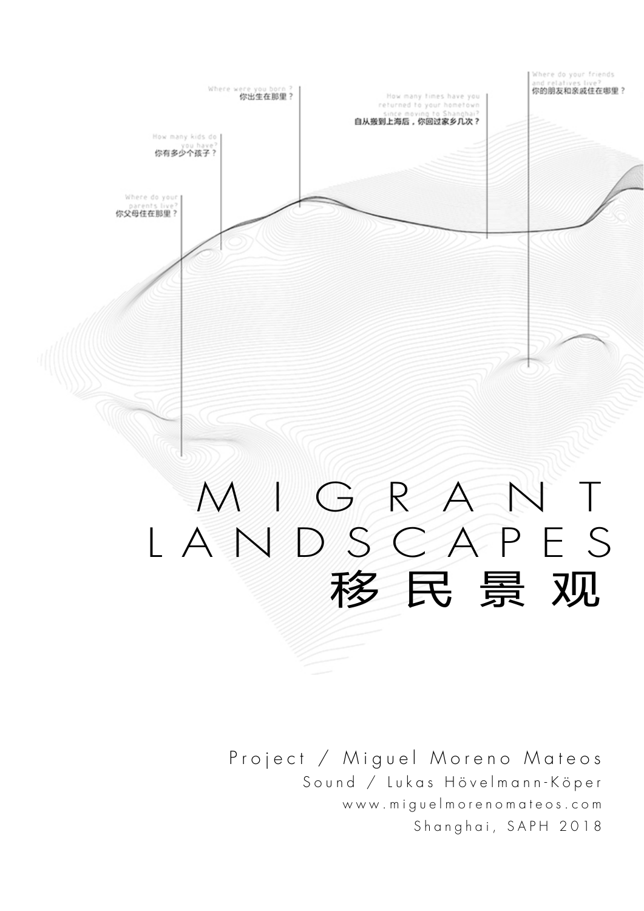Where were you born ?
你出生在那里？

How many kids do you have?
你有多少个孩子？

Where do your parents live?
你父母住在那里？

How many times have you returned to your hometown since moving to Shanghai?
自从搬到上海后，你回过家乡几次？

Where do your friends and relatives live?
你的朋友和亲戚住在哪里？

# MIGRANT LANDSCAPES
# 移民景观

Project / Miguel Moreno Mateos
Sound / Lukas Hövelmann-Köper
www.miguelmorenomateos.com
Shanghai, SAPH 2018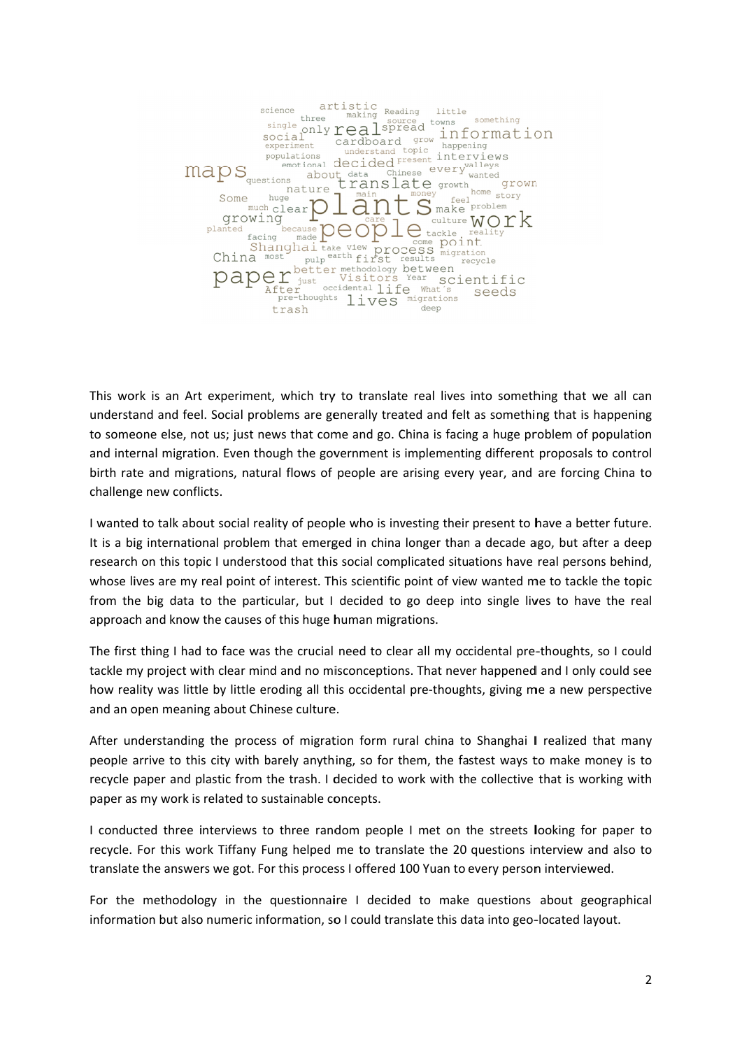This work is an Art experiment, which try to translate real lives into something that we all can understand and feel. Social problems are generally treated and felt as something that is happening to someone else, not us; just news that come and go. China is facing a huge problem of population and internal migration. Even though the government is implementing different proposals to control birth rate and migrations, natural flows of people are arising every year, and are forcing China to challenge new conflicts.

I wanted to talk about social reality of people who is investing their present to have a better future. It is a big international problem that emerged in china longer than a decade ago, but after a deep research on this topic I understood that this social complicated situations have real persons behind, whose lives are my real point of interest. This scientific point of view wanted me to tackle the topic from the big data to the particular, but I decided to go deep into single lives to have the real approach and know the causes of this huge human migrations.

The first thing I had to face was the crucial need to clear all my occidental pre-thoughts, so I could tackle my project with clear mind and no misconceptions. That never happened and I only could see how reality was little by little eroding all this occidental pre-thoughts, giving me a new perspective and an open meaning about Chinese culture.

After understanding the process of migration form rural china to Shanghai I realized that many people arrive to this city with barely anything, so for them, the fastest ways to make money is to recycle paper and plastic from the trash. I decided to work with the collective that is working with paper as my work is related to sustainable concepts.

I conducted three interviews to three random people I met on the streets looking for paper to recycle. For this work Tiffany Fung helped me to translate the 20 questions interview and also to translate the answers we got. For this process I offered 100 Yuan to every person interviewed.

For the methodology in the questionnaire I decided to make questions about geographical information but also numeric information, so I could translate this data into geo-located layout.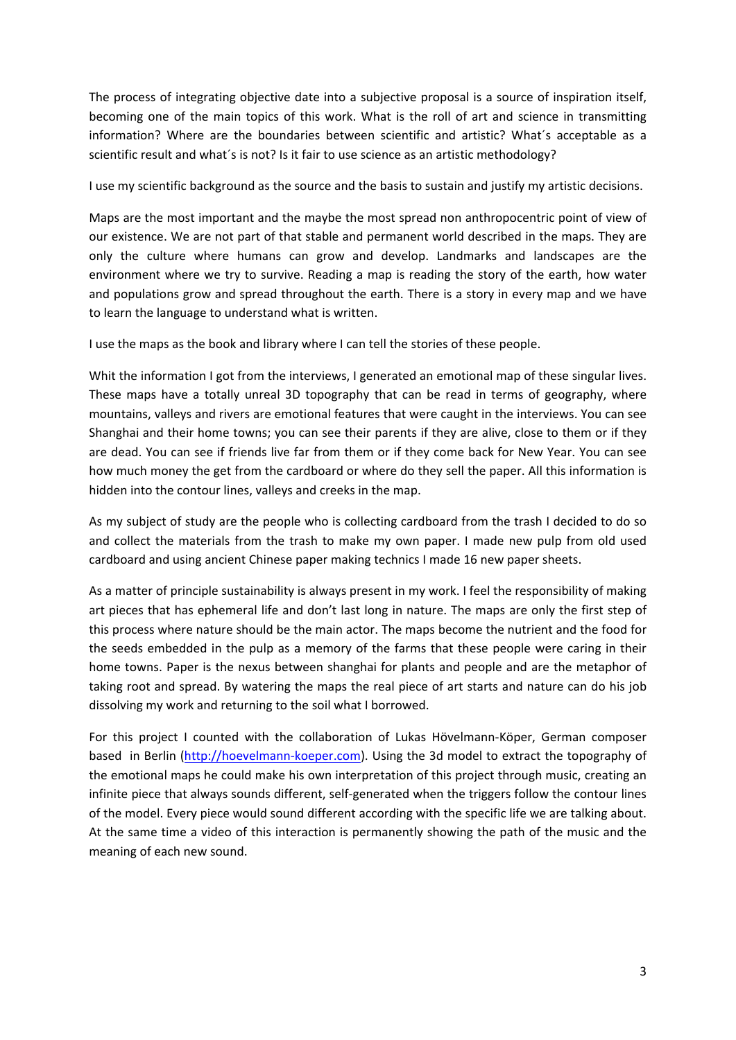The process of integrating objective date into a subjective proposal is a source of inspiration itself, becoming one of the main topics of this work. What is the roll of art and science in transmitting information? Where are the boundaries between scientific and artistic? What´s acceptable as a scientific result and what´s is not? Is it fair to use science as an artistic methodology?

I use my scientific background as the source and the basis to sustain and justify my artistic decisions.

Maps are the most important and the maybe the most spread non anthropocentric point of view of our existence. We are not part of that stable and permanent world described in the maps. They are only the culture where humans can grow and develop. Landmarks and landscapes are the environment where we try to survive. Reading a map is reading the story of the earth, how water and populations grow and spread throughout the earth. There is a story in every map and we have to learn the language to understand what is written.

I use the maps as the book and library where I can tell the stories of these people.

Whit the information I got from the interviews, I generated an emotional map of these singular lives. These maps have a totally unreal 3D topography that can be read in terms of geography, where mountains, valleys and rivers are emotional features that were caught in the interviews. You can see Shanghai and their home towns; you can see their parents if they are alive, close to them or if they are dead. You can see if friends live far from them or if they come back for New Year. You can see how much money the get from the cardboard or where do they sell the paper. All this information is hidden into the contour lines, valleys and creeks in the map.

As my subject of study are the people who is collecting cardboard from the trash I decided to do so and collect the materials from the trash to make my own paper. I made new pulp from old used cardboard and using ancient Chinese paper making technics I made 16 new paper sheets.

As a matter of principle sustainability is always present in my work. I feel the responsibility of making art pieces that has ephemeral life and don't last long in nature. The maps are only the first step of this process where nature should be the main actor. The maps become the nutrient and the food for the seeds embedded in the pulp as a memory of the farms that these people were caring in their home towns. Paper is the nexus between shanghai for plants and people and are the metaphor of taking root and spread. By watering the maps the real piece of art starts and nature can do his job dissolving my work and returning to the soil what I borrowed.

For this project I counted with the collaboration of Lukas Hövelmann-Köper, German composer based in Berlin (http://hoevelmann-koeper.com). Using the 3d model to extract the topography of the emotional maps he could make his own interpretation of this project through music, creating an infinite piece that always sounds different, self-generated when the triggers follow the contour lines of the model. Every piece would sound different according with the specific life we are talking about. At the same time a video of this interaction is permanently showing the path of the music and the meaning of each new sound.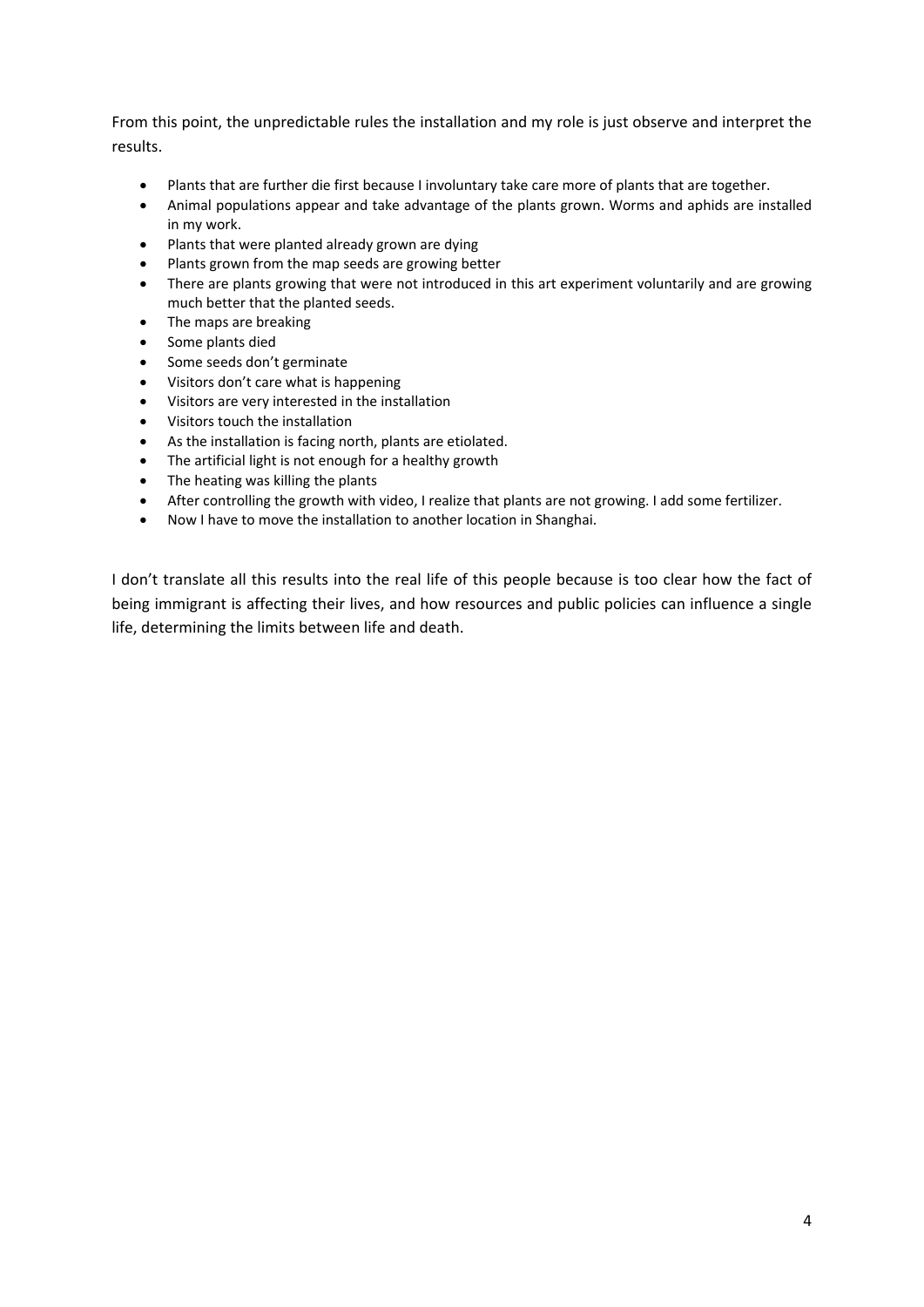From this point, the unpredictable rules the installation and my role is just observe and interpret the results.

- Plants that are further die first because I involuntary take care more of plants that are together.
- Animal populations appear and take advantage of the plants grown. Worms and aphids are installed in my work.
- Plants that were planted already grown are dying
- Plants grown from the map seeds are growing better
- There are plants growing that were not introduced in this art experiment voluntarily and are growing much better that the planted seeds.
- The maps are breaking
- Some plants died
- Some seeds don't germinate
- Visitors don't care what is happening
- Visitors are very interested in the installation
- Visitors touch the installation
- As the installation is facing north, plants are etiolated.
- The artificial light is not enough for a healthy growth
- The heating was killing the plants
- After controlling the growth with video, I realize that plants are not growing. I add some fertilizer.
- Now I have to move the installation to another location in Shanghai.

I don't translate all this results into the real life of this people because is too clear how the fact of being immigrant is affecting their lives, and how resources and public policies can influence a single life, determining the limits between life and death.